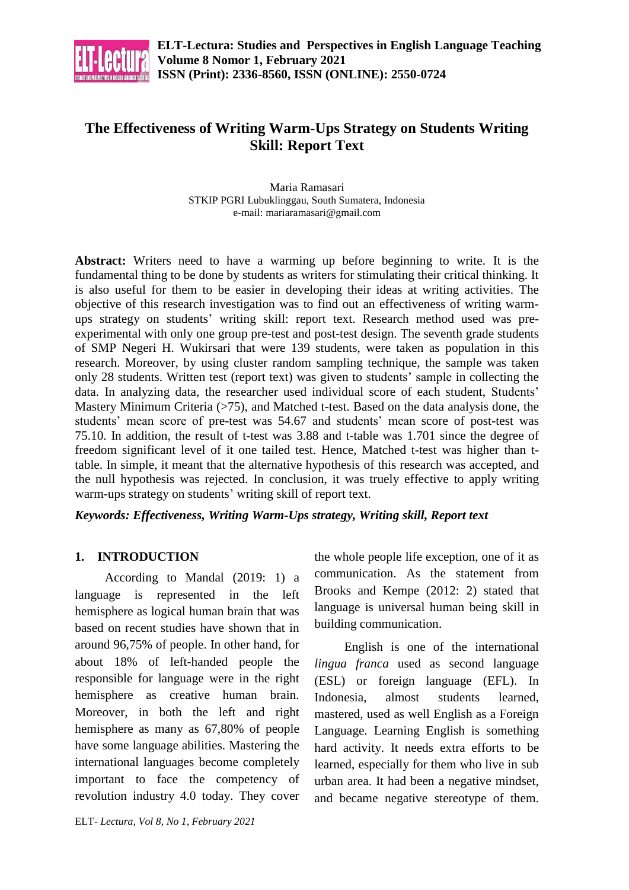# The Effectiveness of Writing Warm-Ups Strategy on Students Writing Skill: Report Text

Maria Ramasari
STKIP PGRI Lubuklinggau, South Sumatera, Indonesia
e-mail: mariaramasari@gmail.com

**Abstract:** Writers need to have a warming up before beginning to write. It is the fundamental thing to be done by students as writers for stimulating their critical thinking. It is also useful for them to be easier in developing their ideas at writing activities. The objective of this research investigation was to find out an effectiveness of writing warm-ups strategy on students' writing skill: report text. Research method used was pre-experimental with only one group pre-test and post-test design. The seventh grade students of SMP Negeri H. Wukirsari that were 139 students, were taken as population in this research. Moreover, by using cluster random sampling technique, the sample was taken only 28 students. Written test (report text) was given to students' sample in collecting the data. In analyzing data, the researcher used individual score of each student, Students' Mastery Minimum Criteria (>75), and Matched t-test. Based on the data analysis done, the students' mean score of pre-test was 54.67 and students' mean score of post-test was 75.10. In addition, the result of t-test was 3.88 and t-table was 1.701 since the degree of freedom significant level of it one tailed test. Hence, Matched t-test was higher than t-table. In simple, it meant that the alternative hypothesis of this research was accepted, and the null hypothesis was rejected. In conclusion, it was truely effective to apply writing warm-ups strategy on students' writing skill of report text.

***Keywords: Effectiveness, Writing Warm-Ups strategy, Writing skill, Report text***

## 1. INTRODUCTION

According to Mandal (2019: 1) a language is represented in the left hemisphere as logical human brain that was based on recent studies have shown that in around 96,75% of people. In other hand, for about 18% of left-handed people the responsible for language were in the right hemisphere as creative human brain. Moreover, in both the left and right hemisphere as many as 67,80% of people have some language abilities. Mastering the international languages become completely important to face the competency of revolution industry 4.0 today. They cover the whole people life exception, one of it as communication. As the statement from Brooks and Kempe (2012: 2) stated that language is universal human being skill in building communication.

English is one of the international *lingua franca* used as second language (ESL) or foreign language (EFL). In Indonesia, almost students learned, mastered, used as well English as a Foreign Language. Learning English is something hard activity. It needs extra efforts to be learned, especially for them who live in sub urban area. It had been a negative mindset, and became negative stereotype of them.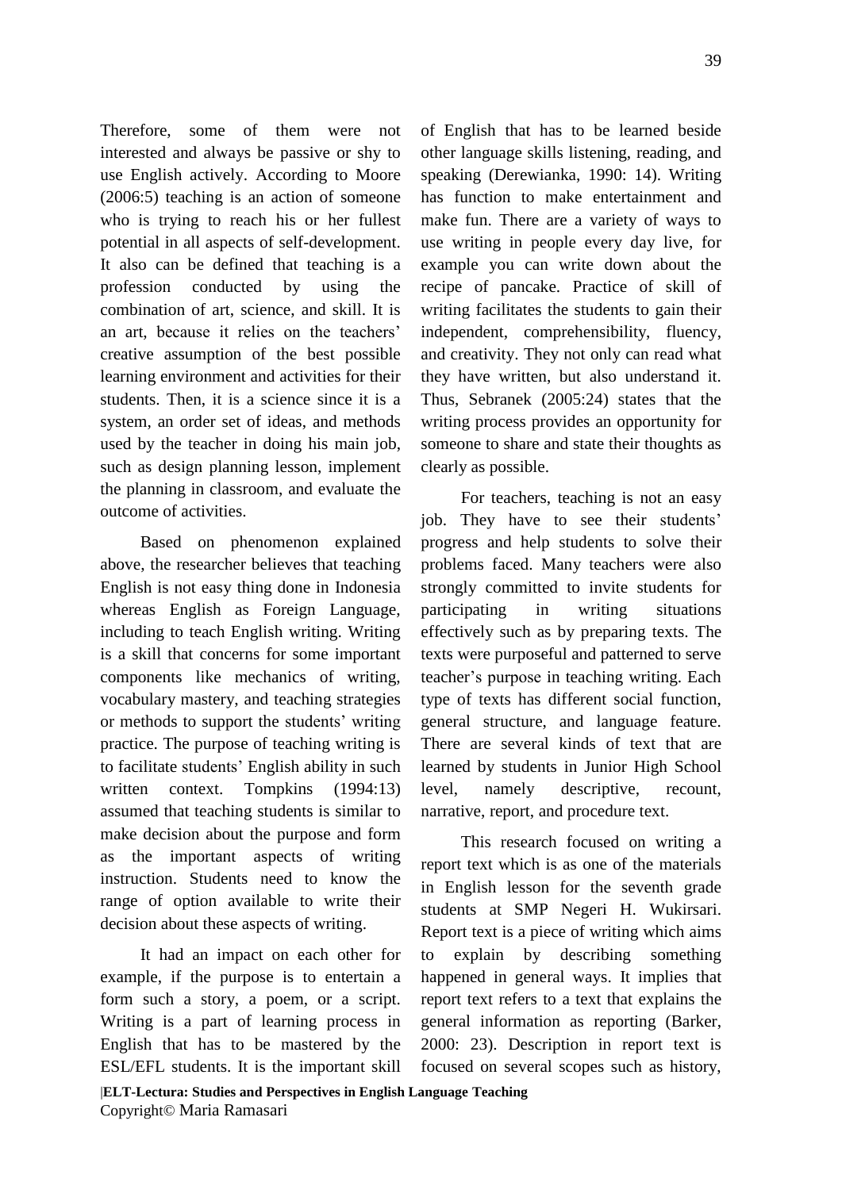Therefore, some of them were not interested and always be passive or shy to use English actively. According to Moore (2006:5) teaching is an action of someone who is trying to reach his or her fullest potential in all aspects of self-development. It also can be defined that teaching is a profession conducted by using the combination of art, science, and skill. It is an art, because it relies on the teachers' creative assumption of the best possible learning environment and activities for their students. Then, it is a science since it is a system, an order set of ideas, and methods used by the teacher in doing his main job, such as design planning lesson, implement the planning in classroom, and evaluate the outcome of activities.

Based on phenomenon explained above, the researcher believes that teaching English is not easy thing done in Indonesia whereas English as Foreign Language, including to teach English writing. Writing is a skill that concerns for some important components like mechanics of writing, vocabulary mastery, and teaching strategies or methods to support the students' writing practice. The purpose of teaching writing is to facilitate students' English ability in such written context. Tompkins (1994:13) assumed that teaching students is similar to make decision about the purpose and form as the important aspects of writing instruction. Students need to know the range of option available to write their decision about these aspects of writing.

It had an impact on each other for example, if the purpose is to entertain a form such a story, a poem, or a script. Writing is a part of learning process in English that has to be mastered by the ESL/EFL students. It is the important skill of English that has to be learned beside other language skills listening, reading, and speaking (Derewianka, 1990: 14). Writing has function to make entertainment and make fun. There are a variety of ways to use writing in people every day live, for example you can write down about the recipe of pancake. Practice of skill of writing facilitates the students to gain their independent, comprehensibility, fluency, and creativity. They not only can read what they have written, but also understand it. Thus, Sebranek (2005:24) states that the writing process provides an opportunity for someone to share and state their thoughts as clearly as possible.

For teachers, teaching is not an easy job. They have to see their students' progress and help students to solve their problems faced. Many teachers were also strongly committed to invite students for participating in writing situations effectively such as by preparing texts. The texts were purposeful and patterned to serve teacher's purpose in teaching writing. Each type of texts has different social function, general structure, and language feature. There are several kinds of text that are learned by students in Junior High School level, namely descriptive, recount, narrative, report, and procedure text.

This research focused on writing a report text which is as one of the materials in English lesson for the seventh grade students at SMP Negeri H. Wukirsari. Report text is a piece of writing which aims to explain by describing something happened in general ways. It implies that report text refers to a text that explains the general information as reporting (Barker, 2000: 23). Description in report text is focused on several scopes such as history,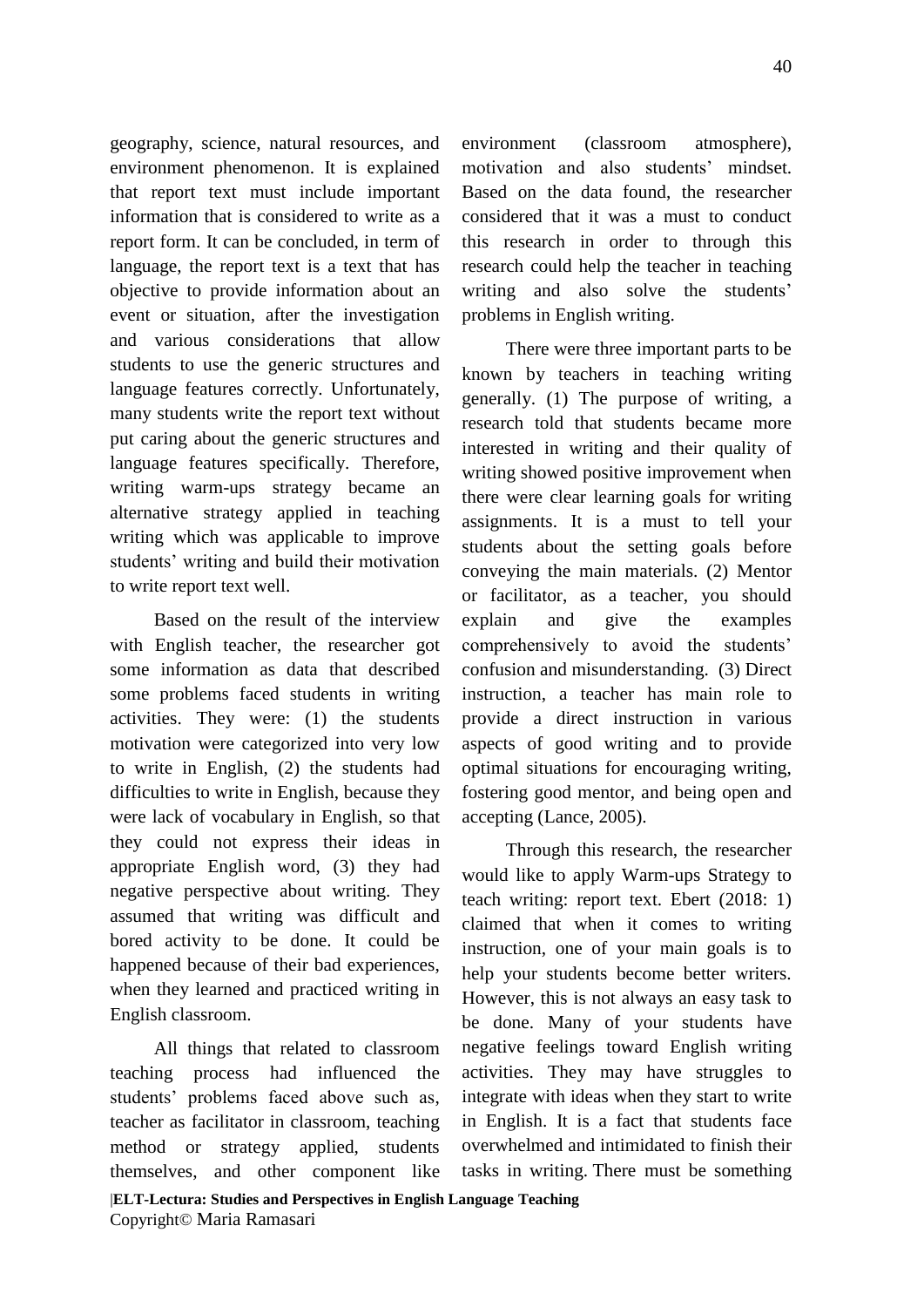geography, science, natural resources, and environment phenomenon. It is explained that report text must include important information that is considered to write as a report form. It can be concluded, in term of language, the report text is a text that has objective to provide information about an event or situation, after the investigation and various considerations that allow students to use the generic structures and language features correctly. Unfortunately, many students write the report text without put caring about the generic structures and language features specifically. Therefore, writing warm-ups strategy became an alternative strategy applied in teaching writing which was applicable to improve students' writing and build their motivation to write report text well.

Based on the result of the interview with English teacher, the researcher got some information as data that described some problems faced students in writing activities. They were: (1) the students motivation were categorized into very low to write in English, (2) the students had difficulties to write in English, because they were lack of vocabulary in English, so that they could not express their ideas in appropriate English word, (3) they had negative perspective about writing. They assumed that writing was difficult and bored activity to be done. It could be happened because of their bad experiences, when they learned and practiced writing in English classroom.

All things that related to classroom teaching process had influenced the students' problems faced above such as, teacher as facilitator in classroom, teaching method or strategy applied, students themselves, and other component like environment (classroom atmosphere), motivation and also students' mindset. Based on the data found, the researcher considered that it was a must to conduct this research in order to through this research could help the teacher in teaching writing and also solve the students' problems in English writing.

There were three important parts to be known by teachers in teaching writing generally. (1) The purpose of writing, a research told that students became more interested in writing and their quality of writing showed positive improvement when there were clear learning goals for writing assignments. It is a must to tell your students about the setting goals before conveying the main materials. (2) Mentor or facilitator, as a teacher, you should explain and give the examples comprehensively to avoid the students' confusion and misunderstanding. (3) Direct instruction, a teacher has main role to provide a direct instruction in various aspects of good writing and to provide optimal situations for encouraging writing, fostering good mentor, and being open and accepting (Lance, 2005).

Through this research, the researcher would like to apply Warm-ups Strategy to teach writing: report text. Ebert (2018: 1) claimed that when it comes to writing instruction, one of your main goals is to help your students become better writers. However, this is not always an easy task to be done. Many of your students have negative feelings toward English writing activities. They may have struggles to integrate with ideas when they start to write in English. It is a fact that students face overwhelmed and intimidated to finish their tasks in writing. There must be something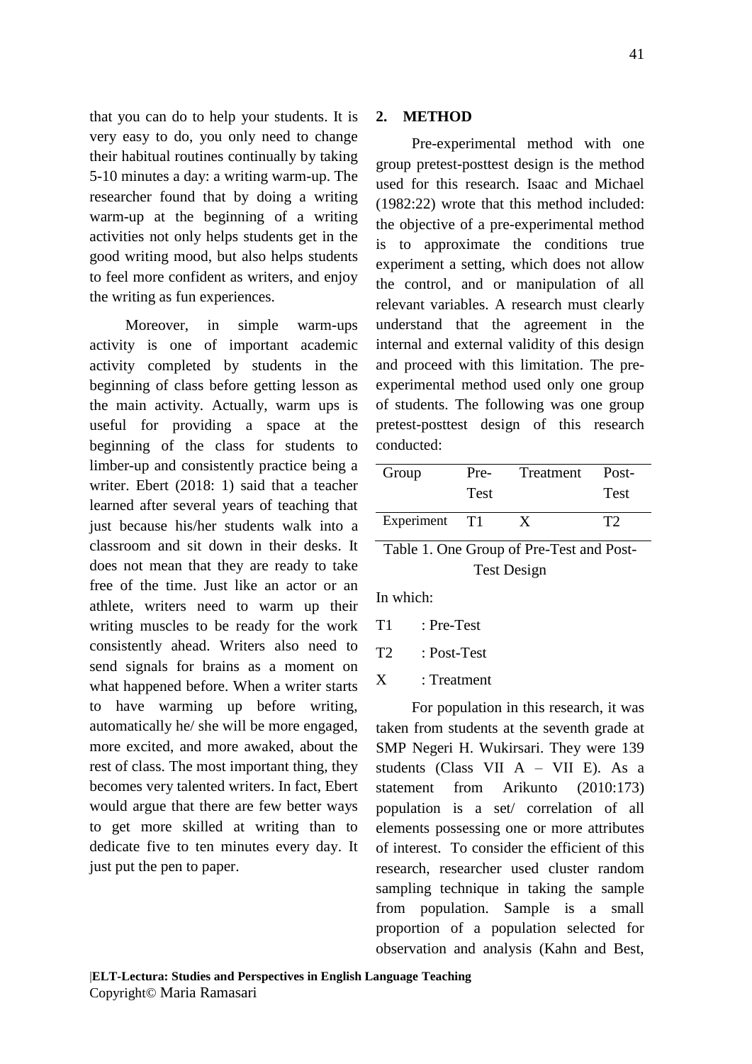that you can do to help your students. It is very easy to do, you only need to change their habitual routines continually by taking 5-10 minutes a day: a writing warm-up. The researcher found that by doing a writing warm-up at the beginning of a writing activities not only helps students get in the good writing mood, but also helps students to feel more confident as writers, and enjoy the writing as fun experiences.

Moreover, in simple warm-ups activity is one of important academic activity completed by students in the beginning of class before getting lesson as the main activity. Actually, warm ups is useful for providing a space at the beginning of the class for students to limber-up and consistently practice being a writer. Ebert (2018: 1) said that a teacher learned after several years of teaching that just because his/her students walk into a classroom and sit down in their desks. It does not mean that they are ready to take free of the time. Just like an actor or an athlete, writers need to warm up their writing muscles to be ready for the work consistently ahead. Writers also need to send signals for brains as a moment on what happened before. When a writer starts to have warming up before writing, automatically he/ she will be more engaged, more excited, and more awaked, about the rest of class. The most important thing, they becomes very talented writers. In fact, Ebert would argue that there are few better ways to get more skilled at writing than to dedicate five to ten minutes every day. It just put the pen to paper.

## 2. METHOD

Pre-experimental method with one group pretest-posttest design is the method used for this research. Isaac and Michael (1982:22) wrote that this method included: the objective of a pre-experimental method is to approximate the conditions true experiment a setting, which does not allow the control, and or manipulation of all relevant variables. A research must clearly understand that the agreement in the internal and external validity of this design and proceed with this limitation. The pre-experimental method used only one group of students. The following was one group pretest-posttest design of this research conducted:

| Group | Pre-Test | Treatment | Post-Test |
|---|---|---|---|
| Experiment | T1 | X | T2 |

Table 1. One Group of Pre-Test and Post-Test Design

In which:

T1 : Pre-Test

T2 : Post-Test

X : Treatment

For population in this research, it was taken from students at the seventh grade at SMP Negeri H. Wukirsari. They were 139 students (Class VII A – VII E). As a statement from Arikunto (2010:173) population is a set/ correlation of all elements possessing one or more attributes of interest. To consider the efficient of this research, researcher used cluster random sampling technique in taking the sample from population. Sample is a small proportion of a population selected for observation and analysis (Kahn and Best,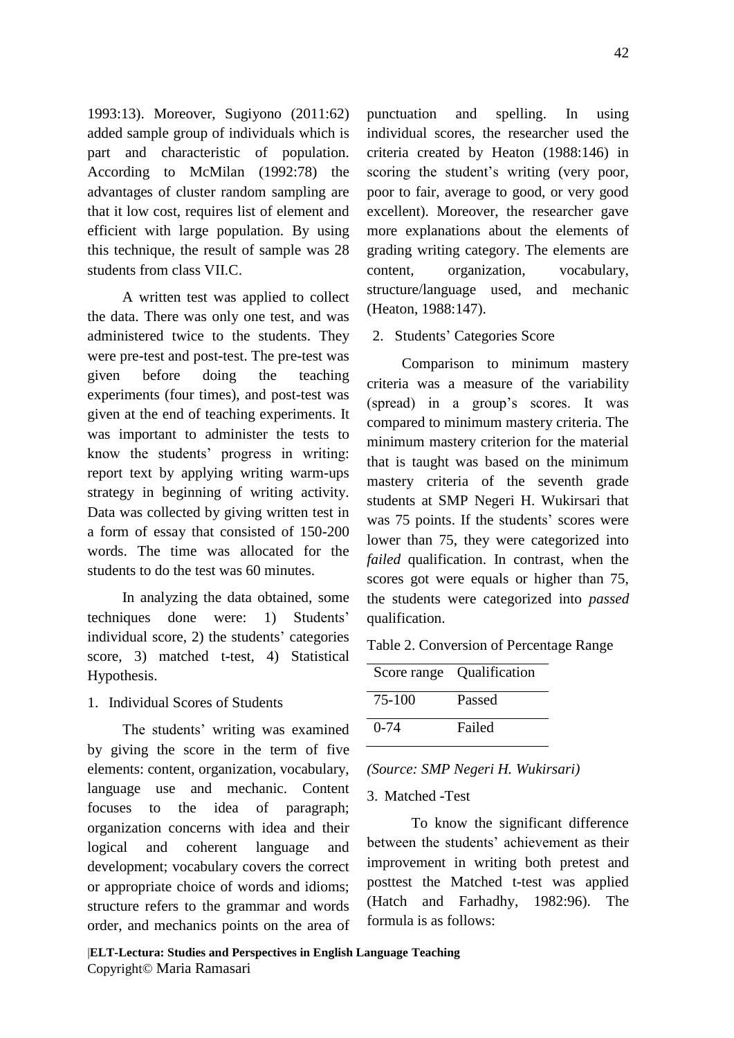1993:13). Moreover, Sugiyono (2011:62) added sample group of individuals which is part and characteristic of population. According to McMilan (1992:78) the advantages of cluster random sampling are that it low cost, requires list of element and efficient with large population. By using this technique, the result of sample was 28 students from class VII.C.

A written test was applied to collect the data. There was only one test, and was administered twice to the students. They were pre-test and post-test. The pre-test was given before doing the teaching experiments (four times), and post-test was given at the end of teaching experiments. It was important to administer the tests to know the students' progress in writing: report text by applying writing warm-ups strategy in beginning of writing activity. Data was collected by giving written test in a form of essay that consisted of 150-200 words. The time was allocated for the students to do the test was 60 minutes.

In analyzing the data obtained, some techniques done were: 1) Students' individual score, 2) the students' categories score, 3) matched t-test, 4) Statistical Hypothesis.

1. Individual Scores of Students

The students' writing was examined by giving the score in the term of five elements: content, organization, vocabulary, language use and mechanic. Content focuses to the idea of paragraph; organization concerns with idea and their logical and coherent language and development; vocabulary covers the correct or appropriate choice of words and idioms; structure refers to the grammar and words order, and mechanics points on the area of punctuation and spelling. In using individual scores, the researcher used the criteria created by Heaton (1988:146) in scoring the student's writing (very poor, poor to fair, average to good, or very good excellent). Moreover, the researcher gave more explanations about the elements of grading writing category. The elements are content, organization, vocabulary, structure/language used, and mechanic (Heaton, 1988:147).

2. Students' Categories Score

Comparison to minimum mastery criteria was a measure of the variability (spread) in a group's scores. It was compared to minimum mastery criteria. The minimum mastery criterion for the material that is taught was based on the minimum mastery criteria of the seventh grade students at SMP Negeri H. Wukirsari that was 75 points. If the students' scores were lower than 75, they were categorized into *failed* qualification. In contrast, when the scores got were equals or higher than 75, the students were categorized into *passed* qualification.

Table 2. Conversion of Percentage Range

| Score range | Qualification |
|---|---|
| 75-100 | Passed |
| 0-74 | Failed |

*(Source: SMP Negeri H. Wukirsari)*

3. Matched -Test

To know the significant difference between the students' achievement as their improvement in writing both pretest and posttest the Matched t-test was applied (Hatch and Farhadhy, 1982:96). The formula is as follows: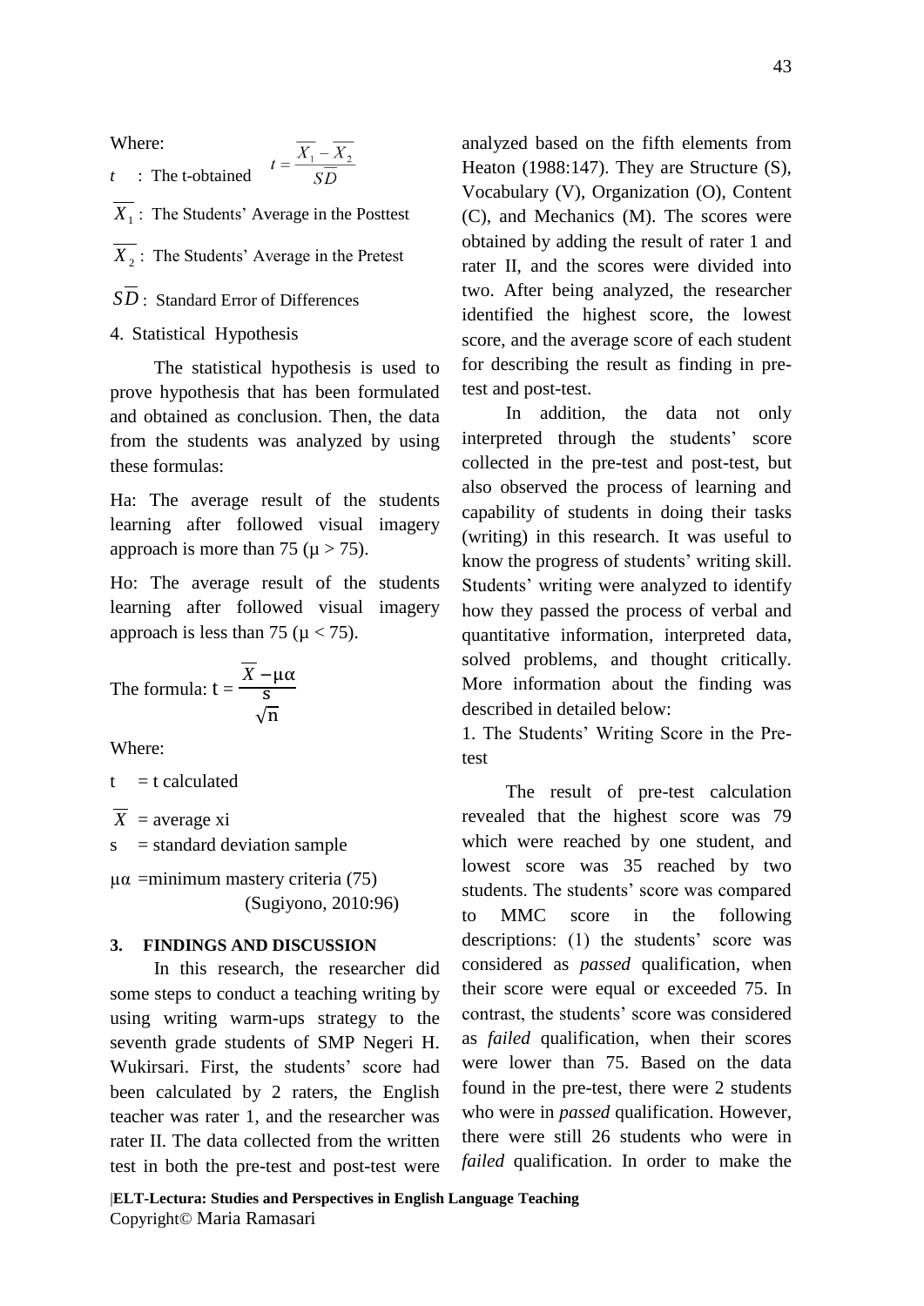Where:

$$t = \frac{\overline{X_1} - \overline{X_2}}{S\overline{D}}$$

$t$ : The t-obtained

$\overline{X_1}$ : The Students' Average in the Posttest

$\overline{X_2}$ : The Students' Average in the Pretest

$S\overline{D}$ : Standard Error of Differences

4. Statistical Hypothesis

The statistical hypothesis is used to prove hypothesis that has been formulated and obtained as conclusion. Then, the data from the students was analyzed by using these formulas:

Ha: The average result of the students learning after followed visual imagery approach is more than 75 ($\mu > 75$).

Ho: The average result of the students learning after followed visual imagery approach is less than 75 ($\mu < 75$).

The formula: $t = \dfrac{\overline{X} - \mu\alpha}{\frac{s}{\sqrt{n}}}$

Where:

t = t calculated

$\overline{X}$ = average xi

s = standard deviation sample

$\mu\alpha$ =minimum mastery criteria (75) (Sugiyono, 2010:96)

## 3. FINDINGS AND DISCUSSION

In this research, the researcher did some steps to conduct a teaching writing by using writing warm-ups strategy to the seventh grade students of SMP Negeri H. Wukirsari. First, the students' score had been calculated by 2 raters, the English teacher was rater 1, and the researcher was rater II. The data collected from the written test in both the pre-test and post-test were analyzed based on the fifth elements from Heaton (1988:147). They are Structure (S), Vocabulary (V), Organization (O), Content (C), and Mechanics (M). The scores were obtained by adding the result of rater 1 and rater II, and the scores were divided into two. After being analyzed, the researcher identified the highest score, the lowest score, and the average score of each student for describing the result as finding in pre-test and post-test.

In addition, the data not only interpreted through the students' score collected in the pre-test and post-test, but also observed the process of learning and capability of students in doing their tasks (writing) in this research. It was useful to know the progress of students' writing skill. Students' writing were analyzed to identify how they passed the process of verbal and quantitative information, interpreted data, solved problems, and thought critically. More information about the finding was described in detailed below:

1. The Students' Writing Score in the Pre-test

The result of pre-test calculation revealed that the highest score was 79 which were reached by one student, and lowest score was 35 reached by two students. The students' score was compared to MMC score in the following descriptions: (1) the students' score was considered as *passed* qualification, when their score were equal or exceeded 75. In contrast, the students' score was considered as *failed* qualification, when their scores were lower than 75. Based on the data found in the pre-test, there were 2 students who were in *passed* qualification. However, there were still 26 students who were in *failed* qualification. In order to make the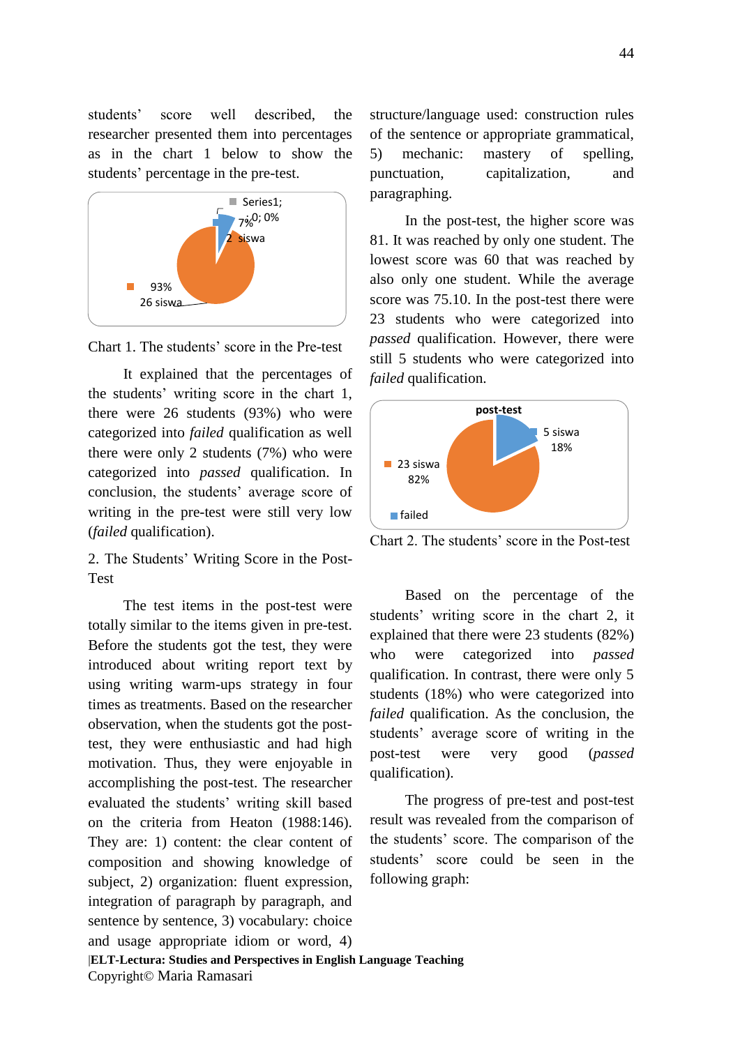students' score well described, the researcher presented them into percentages as in the chart 1 below to show the students' percentage in the pre-test.

Chart 1. The students' score in the Pre-test

It explained that the percentages of the students' writing score in the chart 1, there were 26 students (93%) who were categorized into *failed* qualification as well there were only 2 students (7%) who were categorized into *passed* qualification. In conclusion, the students' average score of writing in the pre-test were still very low (*failed* qualification).

2. The Students' Writing Score in the Post-Test

The test items in the post-test were totally similar to the items given in pre-test. Before the students got the test, they were introduced about writing report text by using writing warm-ups strategy in four times as treatments. Based on the researcher observation, when the students got the post-test, they were enthusiastic and had high motivation. Thus, they were enjoyable in accomplishing the post-test. The researcher evaluated the students' writing skill based on the criteria from Heaton (1988:146). They are: 1) content: the clear content of composition and showing knowledge of subject, 2) organization: fluent expression, integration of paragraph by paragraph, and sentence by sentence, 3) vocabulary: choice and usage appropriate idiom or word, 4) structure/language used: construction rules of the sentence or appropriate grammatical, 5) mechanic: mastery of spelling, punctuation, capitalization, and paragraphing.

In the post-test, the higher score was 81. It was reached by only one student. The lowest score was 60 that was reached by also only one student. While the average score was 75.10. In the post-test there were 23 students who were categorized into *passed* qualification. However, there were still 5 students who were categorized into *failed* qualification.

Chart 2. The students' score in the Post-test

Based on the percentage of the students' writing score in the chart 2, it explained that there were 23 students (82%) who were categorized into *passed* qualification. In contrast, there were only 5 students (18%) who were categorized into *failed* qualification. As the conclusion, the students' average score of writing in the post-test were very good (*passed* qualification).

The progress of pre-test and post-test result was revealed from the comparison of the students' score. The comparison of the students' score could be seen in the following graph: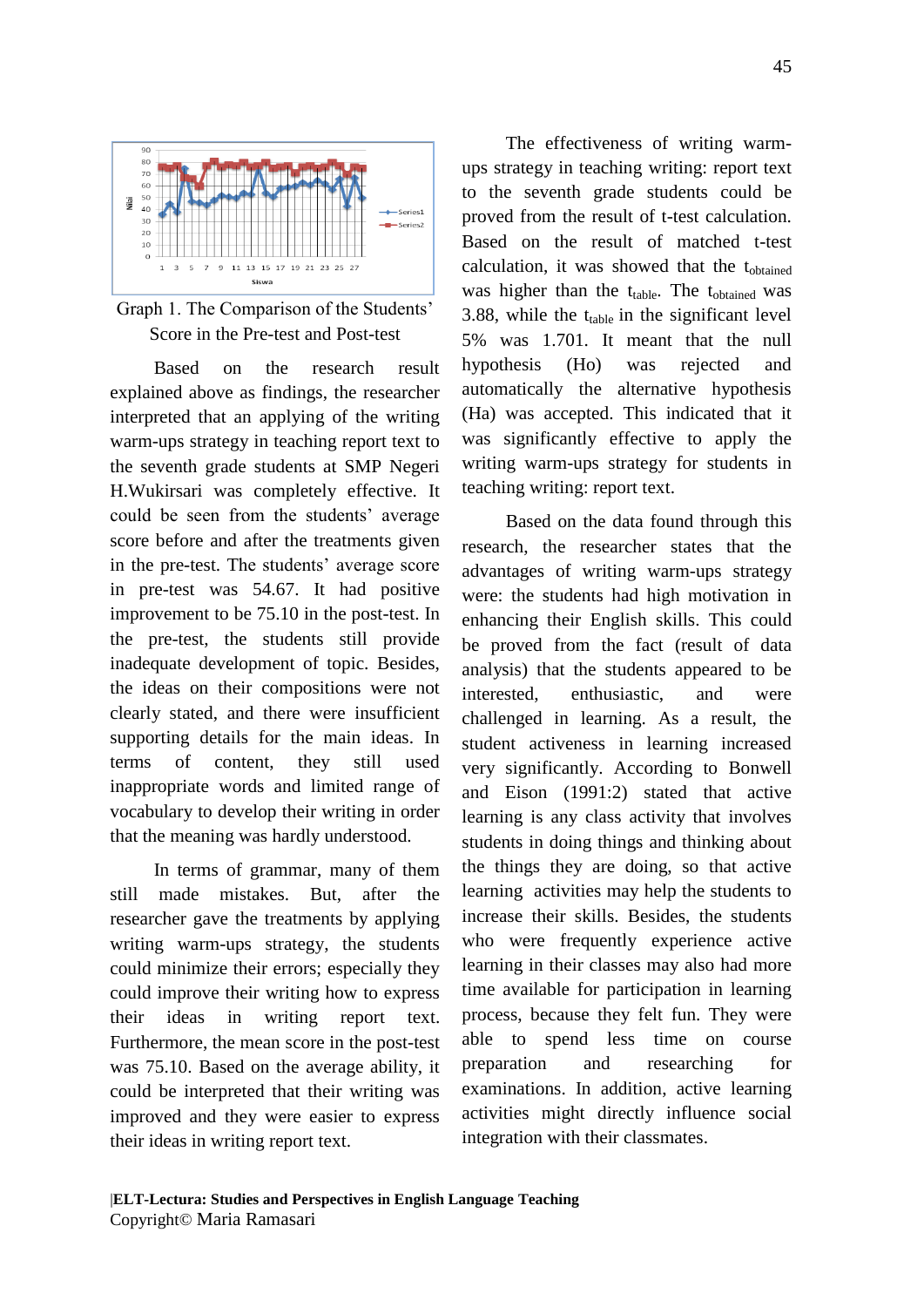Graph 1. The Comparison of the Students' Score in the Pre-test and Post-test

Based on the research result explained above as findings, the researcher interpreted that an applying of the writing warm-ups strategy in teaching report text to the seventh grade students at SMP Negeri H.Wukirsari was completely effective. It could be seen from the students' average score before and after the treatments given in the pre-test. The students' average score in pre-test was 54.67. It had positive improvement to be 75.10 in the post-test. In the pre-test, the students still provide inadequate development of topic. Besides, the ideas on their compositions were not clearly stated, and there were insufficient supporting details for the main ideas. In terms of content, they still used inappropriate words and limited range of vocabulary to develop their writing in order that the meaning was hardly understood.

In terms of grammar, many of them still made mistakes. But, after the researcher gave the treatments by applying writing warm-ups strategy, the students could minimize their errors; especially they could improve their writing how to express their ideas in writing report text. Furthermore, the mean score in the post-test was 75.10. Based on the average ability, it could be interpreted that their writing was improved and they were easier to express their ideas in writing report text.

The effectiveness of writing warm-ups strategy in teaching writing: report text to the seventh grade students could be proved from the result of t-test calculation. Based on the result of matched t-test calculation, it was showed that the $t_{obtained}$ was higher than the $t_{table}$. The $t_{obtained}$ was 3.88, while the $t_{table}$ in the significant level 5% was 1.701. It meant that the null hypothesis (Ho) was rejected and automatically the alternative hypothesis (Ha) was accepted. This indicated that it was significantly effective to apply the writing warm-ups strategy for students in teaching writing: report text.

Based on the data found through this research, the researcher states that the advantages of writing warm-ups strategy were: the students had high motivation in enhancing their English skills. This could be proved from the fact (result of data analysis) that the students appeared to be interested, enthusiastic, and were challenged in learning. As a result, the student activeness in learning increased very significantly. According to Bonwell and Eison (1991:2) stated that active learning is any class activity that involves students in doing things and thinking about the things they are doing, so that active learning activities may help the students to increase their skills. Besides, the students who were frequently experience active learning in their classes may also had more time available for participation in learning process, because they felt fun. They were able to spend less time on course preparation and researching for examinations. In addition, active learning activities might directly influence social integration with their classmates.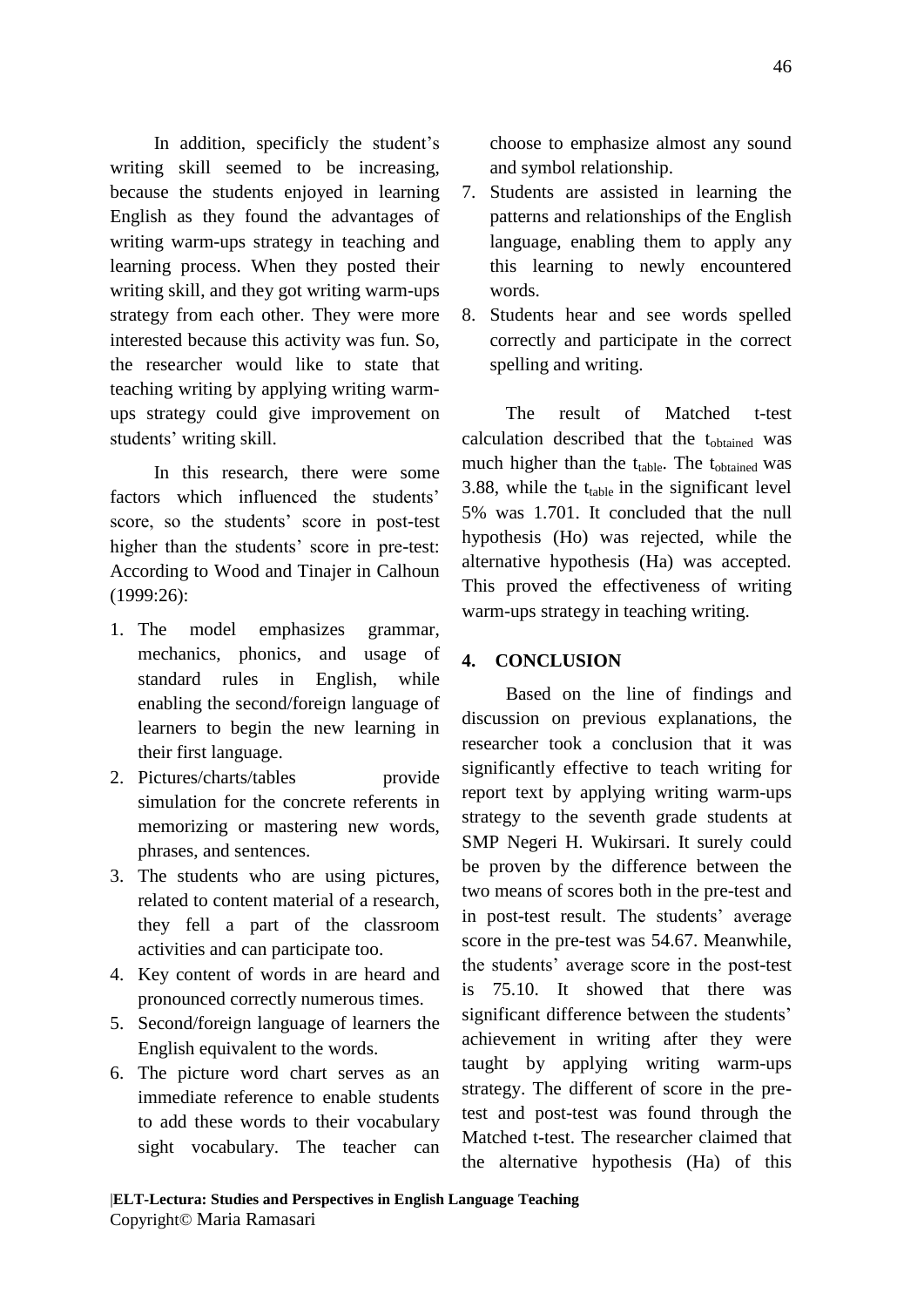In addition, specificly the student's writing skill seemed to be increasing, because the students enjoyed in learning English as they found the advantages of writing warm-ups strategy in teaching and learning process. When they posted their writing skill, and they got writing warm-ups strategy from each other. They were more interested because this activity was fun. So, the researcher would like to state that teaching writing by applying writing warm-ups strategy could give improvement on students' writing skill.

In this research, there were some factors which influenced the students' score, so the students' score in post-test higher than the students' score in pre-test: According to Wood and Tinajer in Calhoun (1999:26):

1. The model emphasizes grammar, mechanics, phonics, and usage of standard rules in English, while enabling the second/foreign language of learners to begin the new learning in their first language.
2. Pictures/charts/tables provide simulation for the concrete referents in memorizing or mastering new words, phrases, and sentences.
3. The students who are using pictures, related to content material of a research, they fell a part of the classroom activities and can participate too.
4. Key content of words in are heard and pronounced correctly numerous times.
5. Second/foreign language of learners the English equivalent to the words.
6. The picture word chart serves as an immediate reference to enable students to add these words to their vocabulary sight vocabulary. The teacher can choose to emphasize almost any sound and symbol relationship.
7. Students are assisted in learning the patterns and relationships of the English language, enabling them to apply any this learning to newly encountered words.
8. Students hear and see words spelled correctly and participate in the correct spelling and writing.

The result of Matched t-test calculation described that the $t_{obtained}$ was much higher than the $t_{table}$. The $t_{obtained}$ was 3.88, while the $t_{table}$ in the significant level 5% was 1.701. It concluded that the null hypothesis (Ho) was rejected, while the alternative hypothesis (Ha) was accepted. This proved the effectiveness of writing warm-ups strategy in teaching writing.

## 4. CONCLUSION

Based on the line of findings and discussion on previous explanations, the researcher took a conclusion that it was significantly effective to teach writing for report text by applying writing warm-ups strategy to the seventh grade students at SMP Negeri H. Wukirsari. It surely could be proven by the difference between the two means of scores both in the pre-test and in post-test result. The students' average score in the pre-test was 54.67. Meanwhile, the students' average score in the post-test is 75.10. It showed that there was significant difference between the students' achievement in writing after they were taught by applying writing warm-ups strategy. The different of score in the pre-test and post-test was found through the Matched t-test. The researcher claimed that the alternative hypothesis (Ha) of this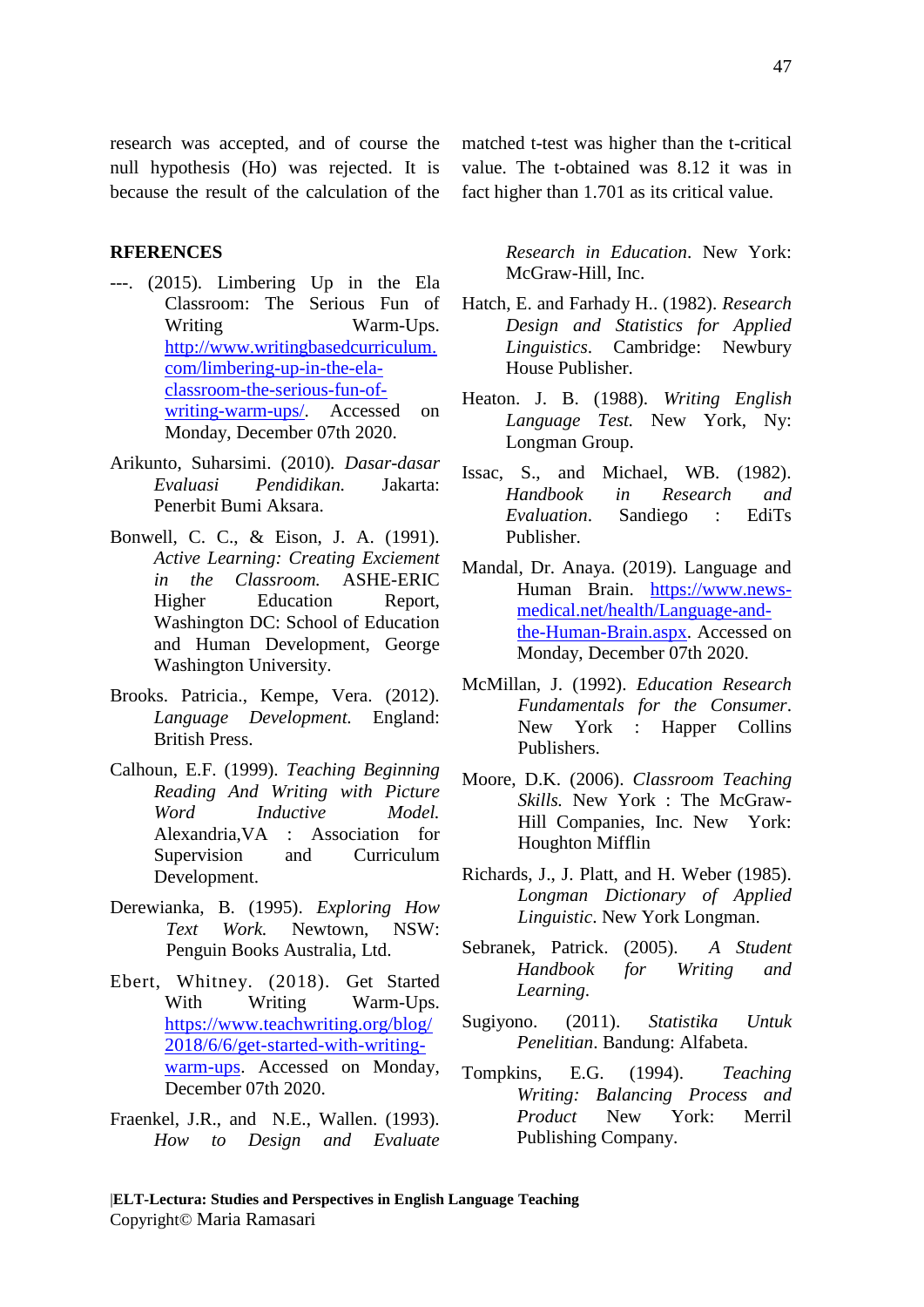research was accepted, and of course the null hypothesis (Ho) was rejected. It is because the result of the calculation of the matched t-test was higher than the t-critical value. The t-obtained was 8.12 it was in fact higher than 1.701 as its critical value.

## RFERENCES

---. (2015). Limbering Up in the Ela Classroom: The Serious Fun of Writing Warm-Ups. http://www.writingbasedcurriculum.com/limbering-up-in-the-ela-classroom-the-serious-fun-of-writing-warm-ups/. Accessed on Monday, December 07th 2020.

Arikunto, Suharsimi. (2010). *Dasar-dasar Evaluasi Pendidikan.* Jakarta: Penerbit Bumi Aksara.

Bonwell, C. C., & Eison, J. A. (1991). *Active Learning: Creating Excitement in the Classroom.* ASHE-ERIC Higher Education Report, Washington DC: School of Education and Human Development, George Washington University.

Brooks. Patricia., Kempe, Vera. (2012). *Language Development.* England: British Press.

Calhoun, E.F. (1999). *Teaching Beginning Reading And Writing with Picture Word Inductive Model.* Alexandria,VA : Association for Supervision and Curriculum Development.

Derewianka, B. (1995). *Exploring How Text Work.* Newtown, NSW: Penguin Books Australia, Ltd.

Ebert, Whitney. (2018). Get Started With Writing Warm-Ups. https://www.teachwriting.org/blog/2018/6/6/get-started-with-writing-warm-ups. Accessed on Monday, December 07th 2020.

Fraenkel, J.R., and N.E., Wallen. (1993). *How to Design and Evaluate Research in Education*. New York: McGraw-Hill, Inc.

Hatch, E. and Farhady H.. (1982). *Research Design and Statistics for Applied Linguistics*. Cambridge: Newbury House Publisher.

Heaton. J. B. (1988). *Writing English Language Test.* New York, Ny: Longman Group.

Issac, S., and Michael, WB. (1982). *Handbook in Research and Evaluation*. Sandiego : EdiTs Publisher.

Mandal, Dr. Anaya. (2019). Language and Human Brain. https://www.news-medical.net/health/Language-and-the-Human-Brain.aspx. Accessed on Monday, December 07th 2020.

McMillan, J. (1992). *Education Research Fundamentals for the Consumer*. New York : Happer Collins Publishers.

Moore, D.K. (2006). *Classroom Teaching Skills.* New York : The McGraw-Hill Companies, Inc. New York: Houghton Mifflin

Richards, J., J. Platt, and H. Weber (1985). *Longman Dictionary of Applied Linguistic*. New York Longman.

Sebranek, Patrick. (2005). *A Student Handbook for Writing and Learning.*

Sugiyono. (2011). *Statistika Untuk Penelitian*. Bandung: Alfabeta.

Tompkins, E.G. (1994). *Teaching Writing: Balancing Process and Product* New York: Merril Publishing Company.